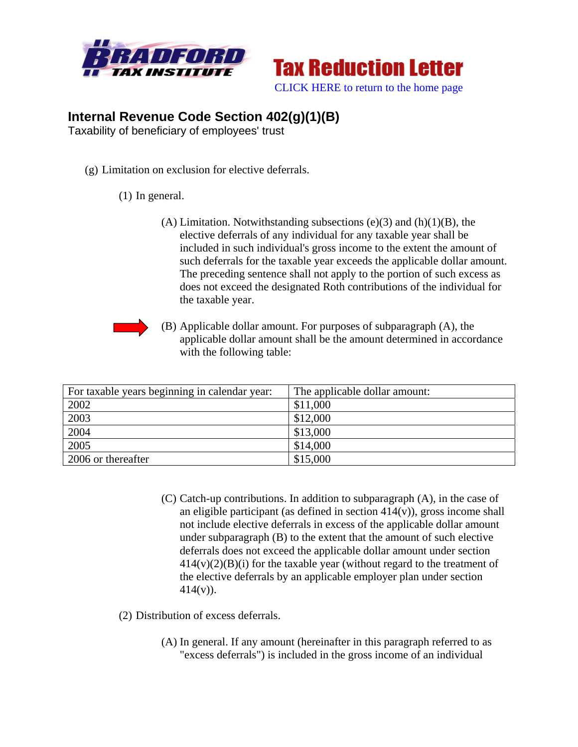Tax Reduction Letter

CLICK HERE to return to the home page

## Internal Revenue Code Section 402(g)(1)(B)

Taxability of beneficiary of employees' trust

(g) Limitation on exclusion for elective deferrals.

(1) In general.

(A) Limitation. Notwithstanding subsections (e)(3) and (h)(1)(B), the elective deferrals of any individual for any taxable year shall be included in such individual's gross income to the extent the amount of such deferrals for the taxable year exceeds the applicable dollar amount. The preceding sentence shall not apply to the portion of such excess as does not exceed the designated Roth contributions of the individual for the taxable year.

(B) Applicable dollar amount. For purposes of subparagraph (A), the applicable dollar amount shall be the amount determined in accordance with the following table:

| For taxable years beginning in calendar year: | The applicable dollar amount: |
|---|---|
| 2002 | $11,000 |
| 2003 | $12,000 |
| 2004 | $13,000 |
| 2005 | $14,000 |
| 2006 or thereafter | $15,000 |

(C) Catch-up contributions. In addition to subparagraph (A), in the case of an eligible participant (as defined in section 414(v)), gross income shall not include elective deferrals in excess of the applicable dollar amount under subparagraph (B) to the extent that the amount of such elective deferrals does not exceed the applicable dollar amount under section 414(v)(2)(B)(i) for the taxable year (without regard to the treatment of the elective deferrals by an applicable employer plan under section 414(v)).

(2) Distribution of excess deferrals.

(A) In general. If any amount (hereinafter in this paragraph referred to as "excess deferrals") is included in the gross income of an individual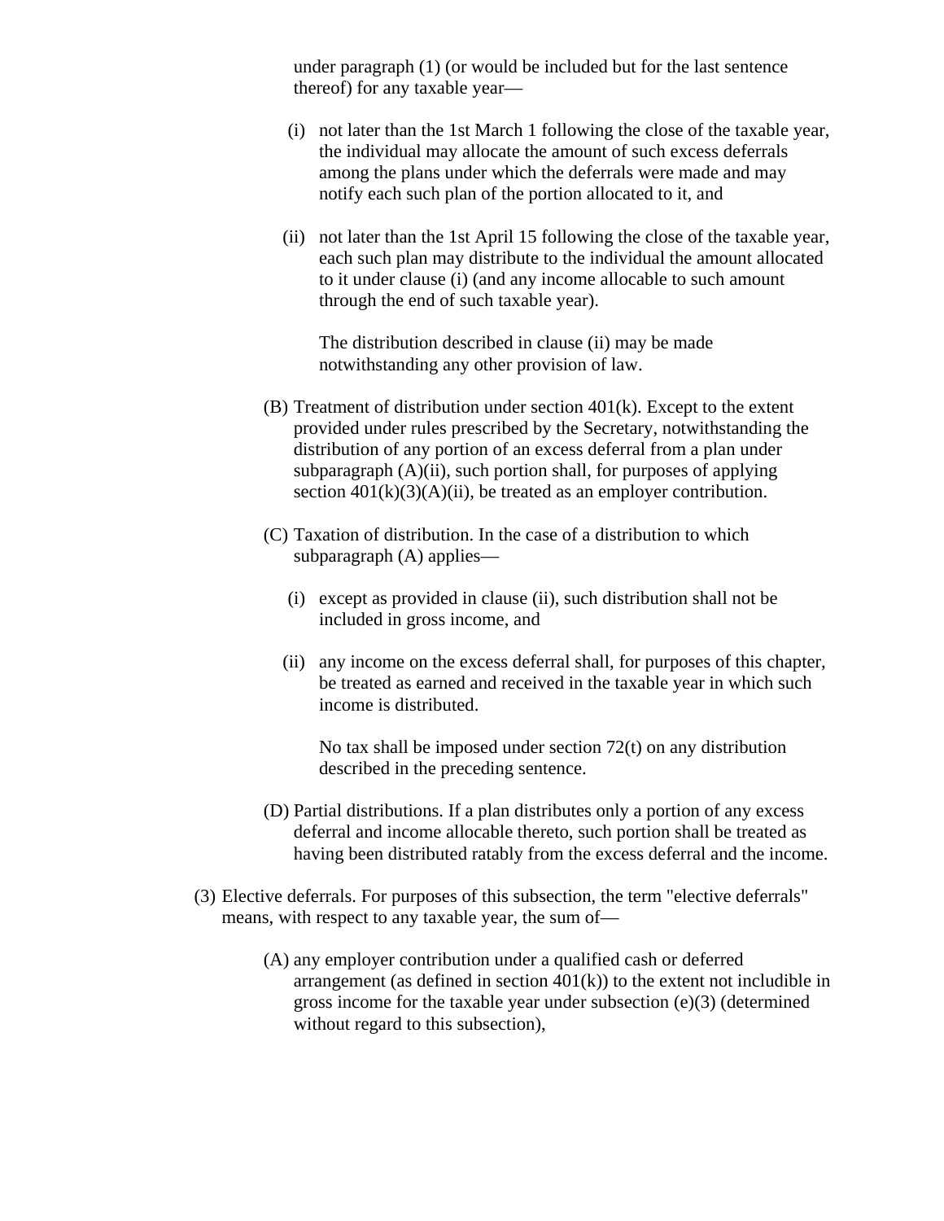under paragraph (1) (or would be included but for the last sentence thereof) for any taxable year—

- (i) not later than the 1st March 1 following the close of the taxable year, the individual may allocate the amount of such excess deferrals among the plans under which the deferrals were made and may notify each such plan of the portion allocated to it, and

- (ii) not later than the 1st April 15 following the close of the taxable year, each such plan may distribute to the individual the amount allocated to it under clause (i) (and any income allocable to such amount through the end of such taxable year).

  The distribution described in clause (ii) may be made notwithstanding any other provision of law.

(B) Treatment of distribution under section 401(k). Except to the extent provided under rules prescribed by the Secretary, notwithstanding the distribution of any portion of an excess deferral from a plan under subparagraph (A)(ii), such portion shall, for purposes of applying section 401(k)(3)(A)(ii), be treated as an employer contribution.

(C) Taxation of distribution. In the case of a distribution to which subparagraph (A) applies—

- (i) except as provided in clause (ii), such distribution shall not be included in gross income, and

- (ii) any income on the excess deferral shall, for purposes of this chapter, be treated as earned and received in the taxable year in which such income is distributed.

  No tax shall be imposed under section 72(t) on any distribution described in the preceding sentence.

(D) Partial distributions. If a plan distributes only a portion of any excess deferral and income allocable thereto, such portion shall be treated as having been distributed ratably from the excess deferral and the income.

(3) Elective deferrals. For purposes of this subsection, the term "elective deferrals" means, with respect to any taxable year, the sum of—

(A) any employer contribution under a qualified cash or deferred arrangement (as defined in section 401(k)) to the extent not includible in gross income for the taxable year under subsection (e)(3) (determined without regard to this subsection),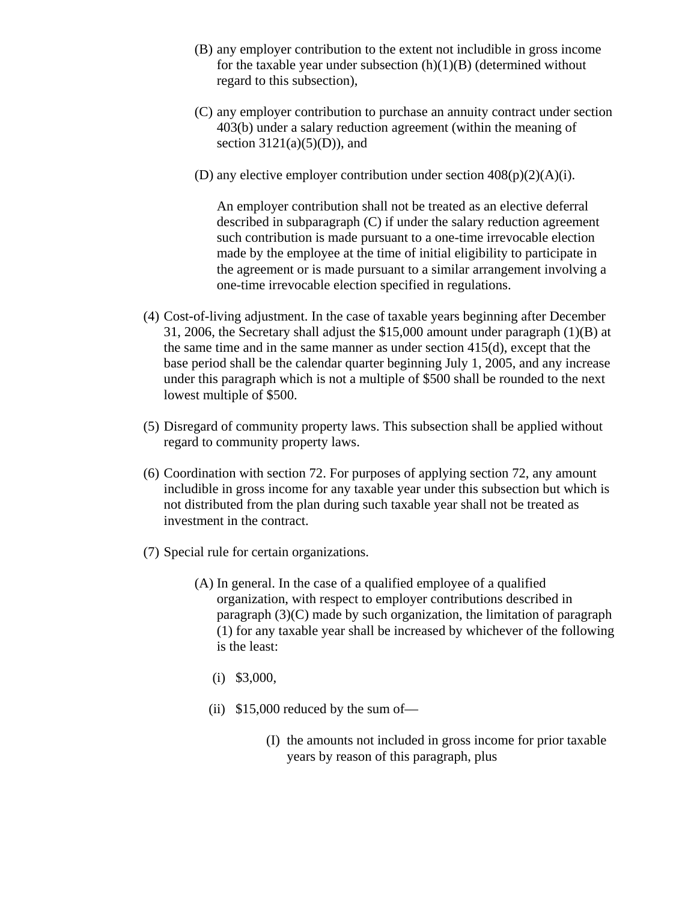(B) any employer contribution to the extent not includible in gross income for the taxable year under subsection (h)(1)(B) (determined without regard to this subsection),

(C) any employer contribution to purchase an annuity contract under section 403(b) under a salary reduction agreement (within the meaning of section 3121(a)(5)(D)), and

(D) any elective employer contribution under section 408(p)(2)(A)(i).

An employer contribution shall not be treated as an elective deferral described in subparagraph (C) if under the salary reduction agreement such contribution is made pursuant to a one-time irrevocable election made by the employee at the time of initial eligibility to participate in the agreement or is made pursuant to a similar arrangement involving a one-time irrevocable election specified in regulations.

(4) Cost-of-living adjustment. In the case of taxable years beginning after December 31, 2006, the Secretary shall adjust the $15,000 amount under paragraph (1)(B) at the same time and in the same manner as under section 415(d), except that the base period shall be the calendar quarter beginning July 1, 2005, and any increase under this paragraph which is not a multiple of $500 shall be rounded to the next lowest multiple of $500.

(5) Disregard of community property laws. This subsection shall be applied without regard to community property laws.

(6) Coordination with section 72. For purposes of applying section 72, any amount includible in gross income for any taxable year under this subsection but which is not distributed from the plan during such taxable year shall not be treated as investment in the contract.

(7) Special rule for certain organizations.

(A) In general. In the case of a qualified employee of a qualified organization, with respect to employer contributions described in paragraph (3)(C) made by such organization, the limitation of paragraph (1) for any taxable year shall be increased by whichever of the following is the least:

(i) $3,000,

(ii) $15,000 reduced by the sum of—

(I) the amounts not included in gross income for prior taxable years by reason of this paragraph, plus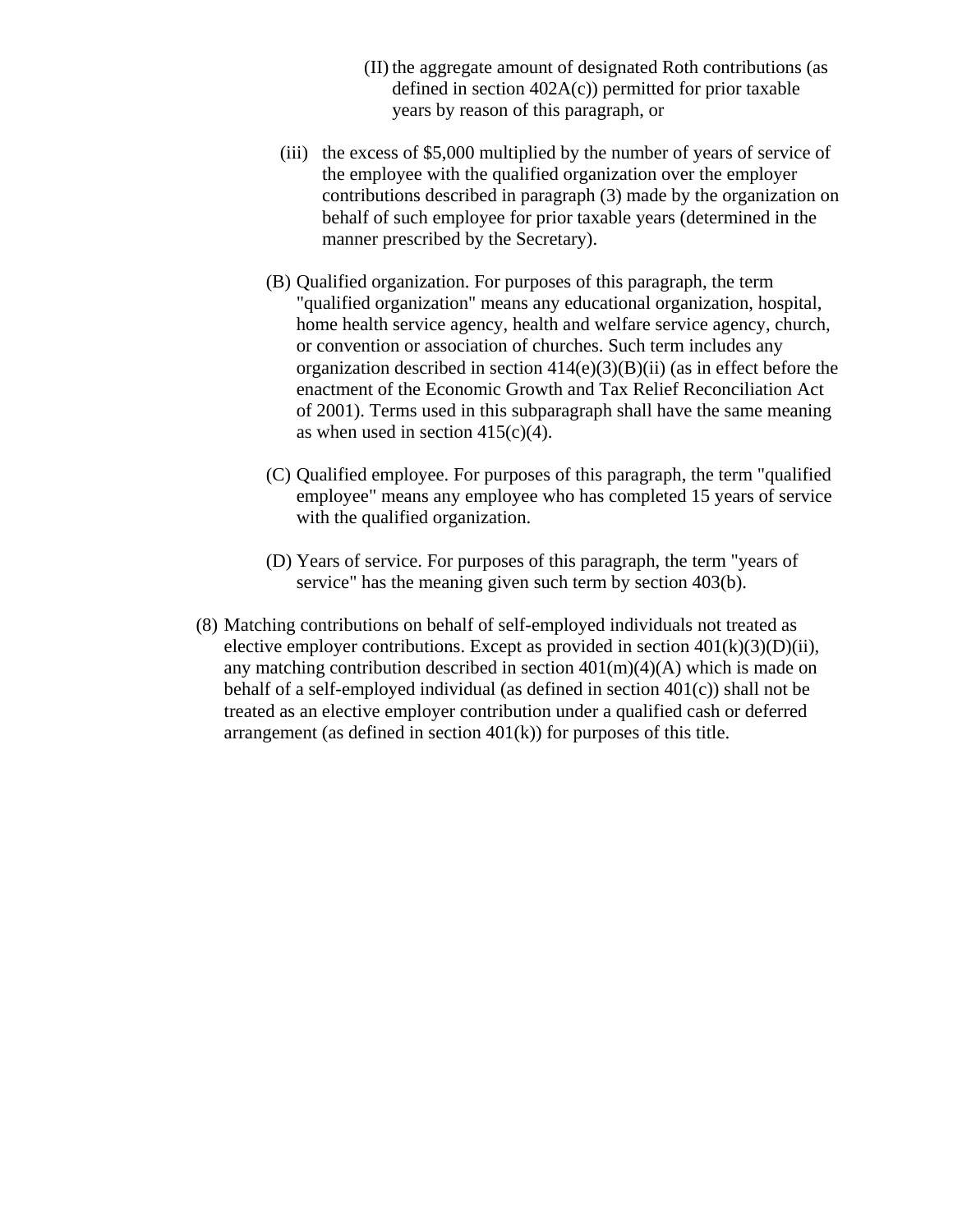(II) the aggregate amount of designated Roth contributions (as defined in section 402A(c)) permitted for prior taxable years by reason of this paragraph, or

(iii) the excess of $5,000 multiplied by the number of years of service of the employee with the qualified organization over the employer contributions described in paragraph (3) made by the organization on behalf of such employee for prior taxable years (determined in the manner prescribed by the Secretary).

(B) Qualified organization. For purposes of this paragraph, the term "qualified organization" means any educational organization, hospital, home health service agency, health and welfare service agency, church, or convention or association of churches. Such term includes any organization described in section 414(e)(3)(B)(ii) (as in effect before the enactment of the Economic Growth and Tax Relief Reconciliation Act of 2001). Terms used in this subparagraph shall have the same meaning as when used in section 415(c)(4).

(C) Qualified employee. For purposes of this paragraph, the term "qualified employee" means any employee who has completed 15 years of service with the qualified organization.

(D) Years of service. For purposes of this paragraph, the term "years of service" has the meaning given such term by section 403(b).

(8) Matching contributions on behalf of self-employed individuals not treated as elective employer contributions. Except as provided in section 401(k)(3)(D)(ii), any matching contribution described in section 401(m)(4)(A) which is made on behalf of a self-employed individual (as defined in section 401(c)) shall not be treated as an elective employer contribution under a qualified cash or deferred arrangement (as defined in section 401(k)) for purposes of this title.